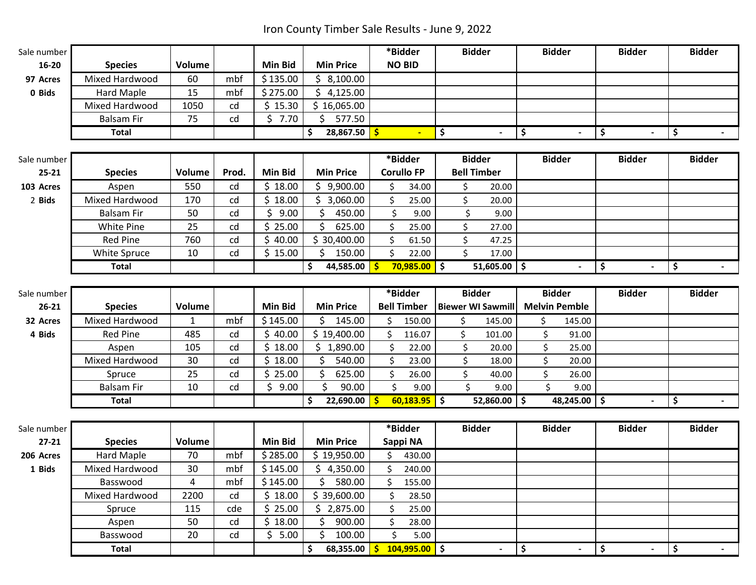# Iron County Timber Sale Results - June 9, 2022

| Sale number 16-20<br>97 Acres<br>0 Bids | Species | Volume | | Min Bid | Min Price | *Bidder<br>NO BID | Bidder | Bidder | Bidder | Bidder |
|---|---|---|---|---|---|---|---|---|---|---|
| | Mixed Hardwood | 60 | mbf | $ 135.00 | $ 8,100.00 | | | | | |
| | Hard Maple | 15 | mbf | $ 275.00 | $ 4,125.00 | | | | | |
| | Mixed Hardwood | 1050 | cd | $ 15.30 | $ 16,065.00 | | | | | |
| | Balsam Fir | 75 | cd | $ 7.70 | $ 577.50 | | | | | |
| | **Total** | | | | **$ 28,867.50** | **$ -** | **$ -** | **$ -** | **$ -** | **$ -** |

| Sale number 25-21<br>103 Acres<br>2 Bids | Species | Volume | Prod. | Min Bid | Min Price | *Bidder<br>Corullo FP | Bidder<br>Bell Timber | Bidder | Bidder | Bidder |
|---|---|---|---|---|---|---|---|---|---|---|
| | Aspen | 550 | cd | $ 18.00 | $ 9,900.00 | $ 34.00 | $ 20.00 | | | |
| | Mixed Hardwood | 170 | cd | $ 18.00 | $ 3,060.00 | $ 25.00 | $ 20.00 | | | |
| | Balsam Fir | 50 | cd | $ 9.00 | $ 450.00 | $ 9.00 | $ 9.00 | | | |
| | White Pine | 25 | cd | $ 25.00 | $ 625.00 | $ 25.00 | $ 27.00 | | | |
| | Red Pine | 760 | cd | $ 40.00 | $ 30,400.00 | $ 61.50 | $ 47.25 | | | |
| | White Spruce | 10 | cd | $ 15.00 | $ 150.00 | $ 22.00 | $ 17.00 | | | |
| | **Total** | | | | **$ 44,585.00** | **$ 70,985.00** | **$ 51,605.00** | **$ -** | **$ -** | **$ -** |

| Sale number 26-21<br>32 Acres<br>4 Bids | Species | Volume | | Min Bid | Min Price | *Bidder<br>Bell Timber | Bidder<br>Biewer WI Sawmill | Bidder<br>Melvin Pemble | Bidder | Bidder |
|---|---|---|---|---|---|---|---|---|---|---|
| | Mixed Hardwood | 1 | mbf | $ 145.00 | $ 145.00 | $ 150.00 | $ 145.00 | $ 145.00 | | |
| | Red Pine | 485 | cd | $ 40.00 | $ 19,400.00 | $ 116.07 | $ 101.00 | $ 91.00 | | |
| | Aspen | 105 | cd | $ 18.00 | $ 1,890.00 | $ 22.00 | $ 20.00 | $ 25.00 | | |
| | Mixed Hardwood | 30 | cd | $ 18.00 | $ 540.00 | $ 23.00 | $ 18.00 | $ 20.00 | | |
| | Spruce | 25 | cd | $ 25.00 | $ 625.00 | $ 26.00 | $ 40.00 | $ 26.00 | | |
| | Balsam Fir | 10 | cd | $ 9.00 | $ 90.00 | $ 9.00 | $ 9.00 | $ 9.00 | | |
| | **Total** | | | | **$ 22,690.00** | **$ 60,183.95** | **$ 52,860.00** | **$ 48,245.00** | **$ -** | **$ -** |

| Sale number 27-21<br>206 Acres<br>1 Bids | Species | Volume | | Min Bid | Min Price | *Bidder<br>Sappi NA | Bidder | Bidder | Bidder | Bidder |
|---|---|---|---|---|---|---|---|---|---|---|
| | Hard Maple | 70 | mbf | $ 285.00 | $ 19,950.00 | $ 430.00 | | | | |
| | Mixed Hardwood | 30 | mbf | $ 145.00 | $ 4,350.00 | $ 240.00 | | | | |
| | Basswood | 4 | mbf | $ 145.00 | $ 580.00 | $ 155.00 | | | | |
| | Mixed Hardwood | 2200 | cd | $ 18.00 | $ 39,600.00 | $ 28.50 | | | | |
| | Spruce | 115 | cde | $ 25.00 | $ 2,875.00 | $ 25.00 | | | | |
| | Aspen | 50 | cd | $ 18.00 | $ 900.00 | $ 28.00 | | | | |
| | Basswood | 20 | cd | $ 5.00 | $ 100.00 | $ 5.00 | | | | |
| | **Total** | | | | **$ 68,355.00** | **$ 104,995.00** | **$ -** | **$ -** | **$ -** | **$ -** |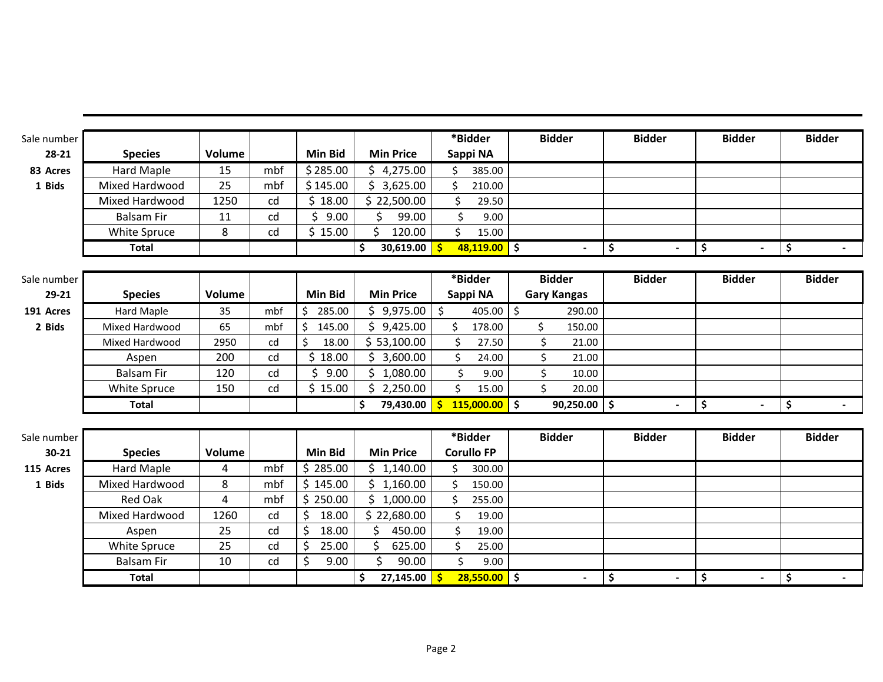| Sale number 28-21 83 Acres 1 Bids | Species | Volume | | Min Bid | Min Price | *Bidder Sappi NA | Bidder | Bidder | Bidder | Bidder |
|---|---|---|---|---|---|---|---|---|---|---|
| | Hard Maple | 15 | mbf | $ 285.00 | $ 4,275.00 | $ 385.00 | | | | |
| | Mixed Hardwood | 25 | mbf | $ 145.00 | $ 3,625.00 | $ 210.00 | | | | |
| | Mixed Hardwood | 1250 | cd | $ 18.00 | $ 22,500.00 | $ 29.50 | | | | |
| | Balsam Fir | 11 | cd | $ 9.00 | $ 99.00 | $ 9.00 | | | | |
| | White Spruce | 8 | cd | $ 15.00 | $ 120.00 | $ 15.00 | | | | |
| | **Total** | | | | **$ 30,619.00** | **$ 48,119.00** | **$ -** | **$ -** | **$ -** | **$ -** |

| Sale number 29-21 191 Acres 2 Bids | Species | Volume | | Min Bid | Min Price | *Bidder Sappi NA | Bidder Gary Kangas | Bidder | Bidder | Bidder |
|---|---|---|---|---|---|---|---|---|---|---|
| | Hard Maple | 35 | mbf | $ 285.00 | $ 9,975.00 | $ 405.00 | $ 290.00 | | | |
| | Mixed Hardwood | 65 | mbf | $ 145.00 | $ 9,425.00 | $ 178.00 | $ 150.00 | | | |
| | Mixed Hardwood | 2950 | cd | $ 18.00 | $ 53,100.00 | $ 27.50 | $ 21.00 | | | |
| | Aspen | 200 | cd | $ 18.00 | $ 3,600.00 | $ 24.00 | $ 21.00 | | | |
| | Balsam Fir | 120 | cd | $ 9.00 | $ 1,080.00 | $ 9.00 | $ 10.00 | | | |
| | White Spruce | 150 | cd | $ 15.00 | $ 2,250.00 | $ 15.00 | $ 20.00 | | | |
| | **Total** | | | | **$ 79,430.00** | **$ 115,000.00** | **$ 90,250.00** | **$ -** | **$ -** | **$ -** |

| Sale number 30-21 115 Acres 1 Bids | Species | Volume | | Min Bid | Min Price | *Bidder Corullo FP | Bidder | Bidder | Bidder | Bidder |
|---|---|---|---|---|---|---|---|---|---|---|
| | Hard Maple | 4 | mbf | $ 285.00 | $ 1,140.00 | $ 300.00 | | | | |
| | Mixed Hardwood | 8 | mbf | $ 145.00 | $ 1,160.00 | $ 150.00 | | | | |
| | Red Oak | 4 | mbf | $ 250.00 | $ 1,000.00 | $ 255.00 | | | | |
| | Mixed Hardwood | 1260 | cd | $ 18.00 | $ 22,680.00 | $ 19.00 | | | | |
| | Aspen | 25 | cd | $ 18.00 | $ 450.00 | $ 19.00 | | | | |
| | White Spruce | 25 | cd | $ 25.00 | $ 625.00 | $ 25.00 | | | | |
| | Balsam Fir | 10 | cd | $ 9.00 | $ 90.00 | $ 9.00 | | | | |
| | **Total** | | | | **$ 27,145.00** | **$ 28,550.00** | **$ -** | **$ -** | **$ -** | **$ -** |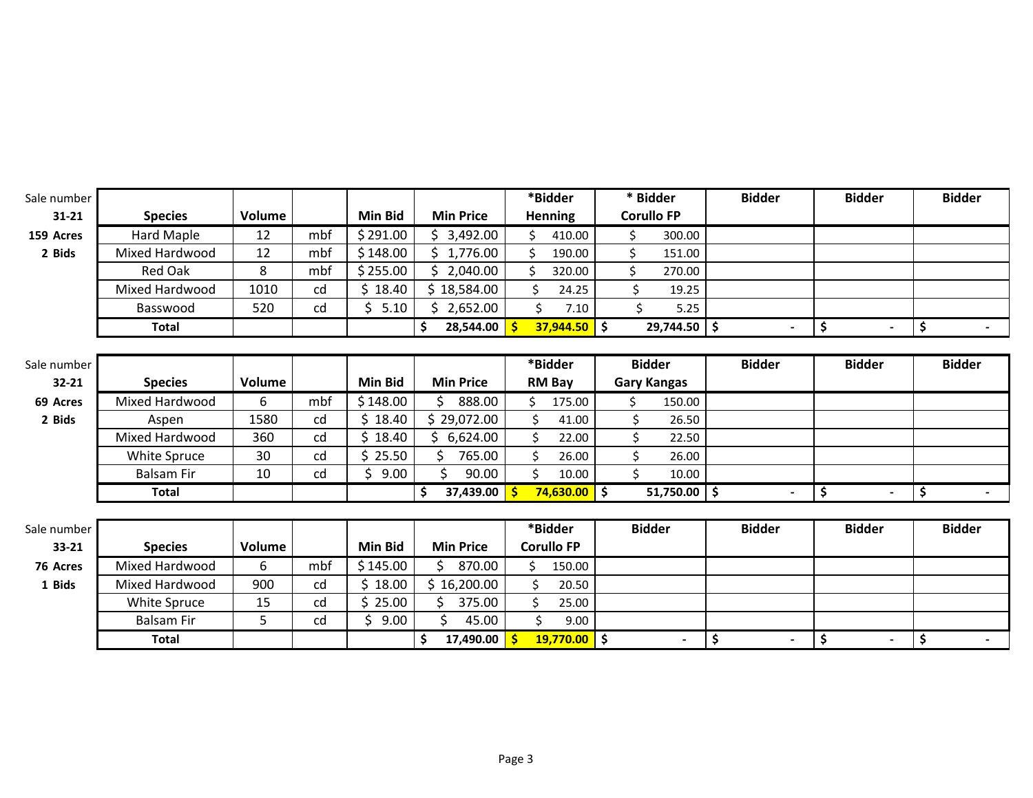| Sale number 31-21 | Species | Volume | | Min Bid | Min Price | *Bidder Henning | * Bidder Corullo FP | Bidder | Bidder | Bidder |
|---|---|---|---|---|---|---|---|---|---|---|
| 159 Acres | Hard Maple | 12 | mbf | $ 291.00 | $ 3,492.00 | $ 410.00 | $ 300.00 | | | |
| 2 Bids | Mixed Hardwood | 12 | mbf | $ 148.00 | $ 1,776.00 | $ 190.00 | $ 151.00 | | | |
| | Red Oak | 8 | mbf | $ 255.00 | $ 2,040.00 | $ 320.00 | $ 270.00 | | | |
| | Mixed Hardwood | 1010 | cd | $ 18.40 | $ 18,584.00 | $ 24.25 | $ 19.25 | | | |
| | Basswood | 520 | cd | $ 5.10 | $ 2,652.00 | $ 7.10 | $ 5.25 | | | |
| | **Total** | | | | **$ 28,544.00** | **$ 37,944.50** | **$ 29,744.50** | **$ -** | **$ -** | **$ -** |

| Sale number 32-21 | Species | Volume | | Min Bid | Min Price | *Bidder RM Bay | Bidder Gary Kangas | Bidder | Bidder | Bidder |
|---|---|---|---|---|---|---|---|---|---|---|
| 69 Acres | Mixed Hardwood | 6 | mbf | $ 148.00 | $ 888.00 | $ 175.00 | $ 150.00 | | | |
| 2 Bids | Aspen | 1580 | cd | $ 18.40 | $ 29,072.00 | $ 41.00 | $ 26.50 | | | |
| | Mixed Hardwood | 360 | cd | $ 18.40 | $ 6,624.00 | $ 22.00 | $ 22.50 | | | |
| | White Spruce | 30 | cd | $ 25.50 | $ 765.00 | $ 26.00 | $ 26.00 | | | |
| | Balsam Fir | 10 | cd | $ 9.00 | $ 90.00 | $ 10.00 | $ 10.00 | | | |
| | **Total** | | | | **$ 37,439.00** | **$ 74,630.00** | **$ 51,750.00** | **$ -** | **$ -** | **$ -** |

| Sale number 33-21 | Species | Volume | | Min Bid | Min Price | *Bidder Corullo FP | Bidder | Bidder | Bidder | Bidder |
|---|---|---|---|---|---|---|---|---|---|---|
| 76 Acres | Mixed Hardwood | 6 | mbf | $ 145.00 | $ 870.00 | $ 150.00 | | | | |
| 1 Bids | Mixed Hardwood | 900 | cd | $ 18.00 | $ 16,200.00 | $ 20.50 | | | | |
| | White Spruce | 15 | cd | $ 25.00 | $ 375.00 | $ 25.00 | | | | |
| | Balsam Fir | 5 | cd | $ 9.00 | $ 45.00 | $ 9.00 | | | | |
| | **Total** | | | | **$ 17,490.00** | **$ 19,770.00** | **$ -** | **$ -** | **$ -** | **$ -** |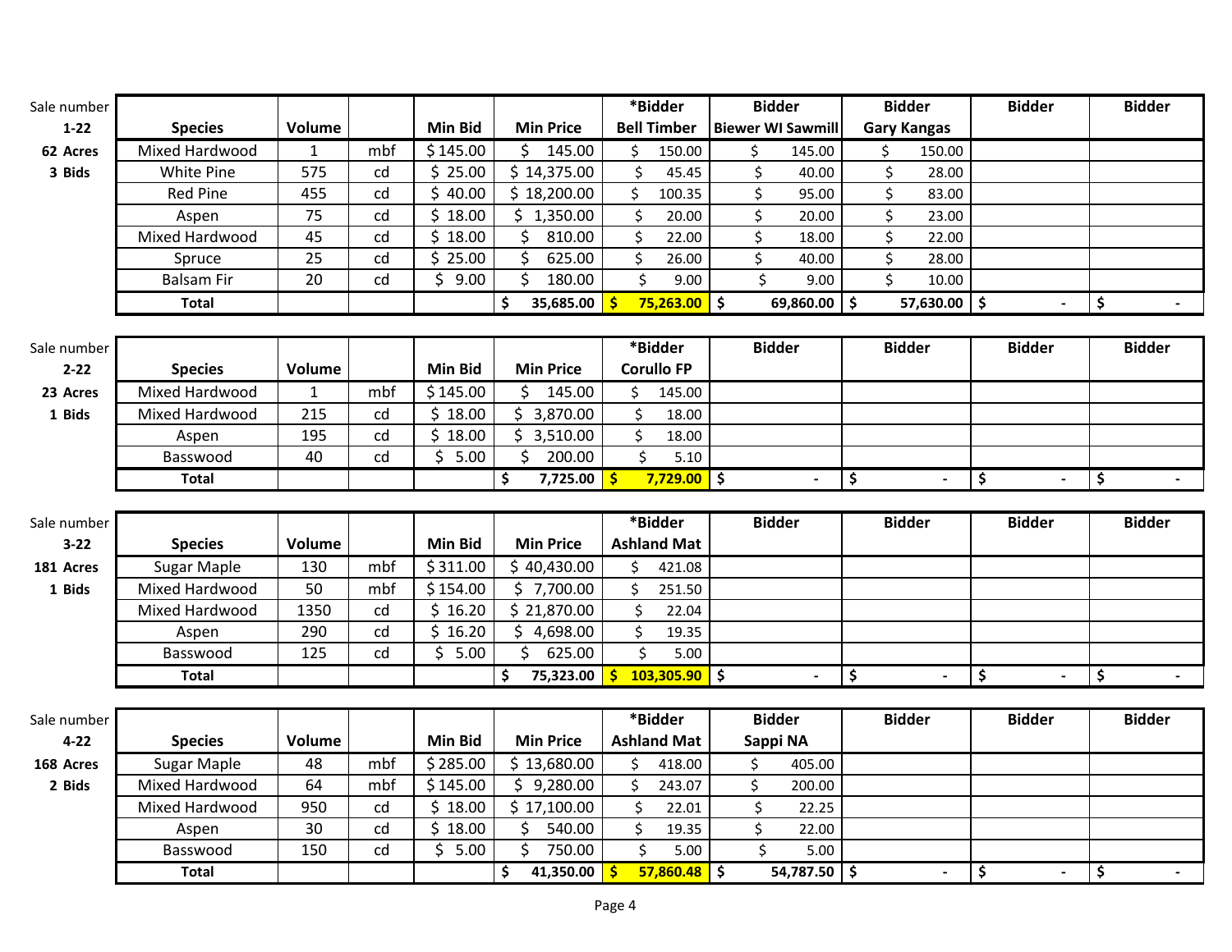| Sale number | Species | Volume | | Min Bid | Min Price | *Bidder Bell Timber | Bidder Biewer WI Sawmill | Bidder Gary Kangas | Bidder | Bidder |
|---|---|---|---|---|---|---|---|---|---|---|
| 1-22 | | | | | | | | | | |
| 62 Acres | Mixed Hardwood | 1 | mbf | $ 145.00 | $ 145.00 | $ 150.00 | $ 145.00 | $ 150.00 | | |
| 3 Bids | White Pine | 575 | cd | $ 25.00 | $ 14,375.00 | $ 45.45 | $ 40.00 | $ 28.00 | | |
| | Red Pine | 455 | cd | $ 40.00 | $ 18,200.00 | $ 100.35 | $ 95.00 | $ 83.00 | | |
| | Aspen | 75 | cd | $ 18.00 | $ 1,350.00 | $ 20.00 | $ 20.00 | $ 23.00 | | |
| | Mixed Hardwood | 45 | cd | $ 18.00 | $ 810.00 | $ 22.00 | $ 18.00 | $ 22.00 | | |
| | Spruce | 25 | cd | $ 25.00 | $ 625.00 | $ 26.00 | $ 40.00 | $ 28.00 | | |
| | Balsam Fir | 20 | cd | $ 9.00 | $ 180.00 | $ 9.00 | $ 9.00 | $ 10.00 | | |
| | **Total** | | | | $ 35,685.00 | $ 75,263.00 | $ 69,860.00 | $ 57,630.00 | $ - | $ - |

| Sale number | Species | Volume | | Min Bid | Min Price | *Bidder Corullo FP | Bidder | Bidder | Bidder | Bidder |
|---|---|---|---|---|---|---|---|---|---|---|
| 2-22 | | | | | | | | | | |
| 23 Acres | Mixed Hardwood | 1 | mbf | $ 145.00 | $ 145.00 | $ 145.00 | | | | |
| 1 Bids | Mixed Hardwood | 215 | cd | $ 18.00 | $ 3,870.00 | $ 18.00 | | | | |
| | Aspen | 195 | cd | $ 18.00 | $ 3,510.00 | $ 18.00 | | | | |
| | Basswood | 40 | cd | $ 5.00 | $ 200.00 | $ 5.10 | | | | |
| | **Total** | | | | $ 7,725.00 | $ 7,729.00 | $ - | $ - | $ - | $ - |

| Sale number | Species | Volume | | Min Bid | Min Price | *Bidder Ashland Mat | Bidder | Bidder | Bidder | Bidder |
|---|---|---|---|---|---|---|---|---|---|---|
| 3-22 | | | | | | | | | | |
| 181 Acres | Sugar Maple | 130 | mbf | $ 311.00 | $ 40,430.00 | $ 421.08 | | | | |
| 1 Bids | Mixed Hardwood | 50 | mbf | $ 154.00 | $ 7,700.00 | $ 251.50 | | | | |
| | Mixed Hardwood | 1350 | cd | $ 16.20 | $ 21,870.00 | $ 22.04 | | | | |
| | Aspen | 290 | cd | $ 16.20 | $ 4,698.00 | $ 19.35 | | | | |
| | Basswood | 125 | cd | $ 5.00 | $ 625.00 | $ 5.00 | | | | |
| | **Total** | | | | $ 75,323.00 | $ 103,305.90 | $ - | $ - | $ - | $ - |

| Sale number | Species | Volume | | Min Bid | Min Price | *Bidder Ashland Mat | Bidder Sappi NA | Bidder | Bidder | Bidder |
|---|---|---|---|---|---|---|---|---|---|---|
| 4-22 | | | | | | | | | | |
| 168 Acres | Sugar Maple | 48 | mbf | $ 285.00 | $ 13,680.00 | $ 418.00 | $ 405.00 | | | |
| 2 Bids | Mixed Hardwood | 64 | mbf | $ 145.00 | $ 9,280.00 | $ 243.07 | $ 200.00 | | | |
| | Mixed Hardwood | 950 | cd | $ 18.00 | $ 17,100.00 | $ 22.01 | $ 22.25 | | | |
| | Aspen | 30 | cd | $ 18.00 | $ 540.00 | $ 19.35 | $ 22.00 | | | |
| | Basswood | 150 | cd | $ 5.00 | $ 750.00 | $ 5.00 | $ 5.00 | | | |
| | **Total** | | | | $ 41,350.00 | $ 57,860.48 | $ 54,787.50 | $ - | $ - | $ - |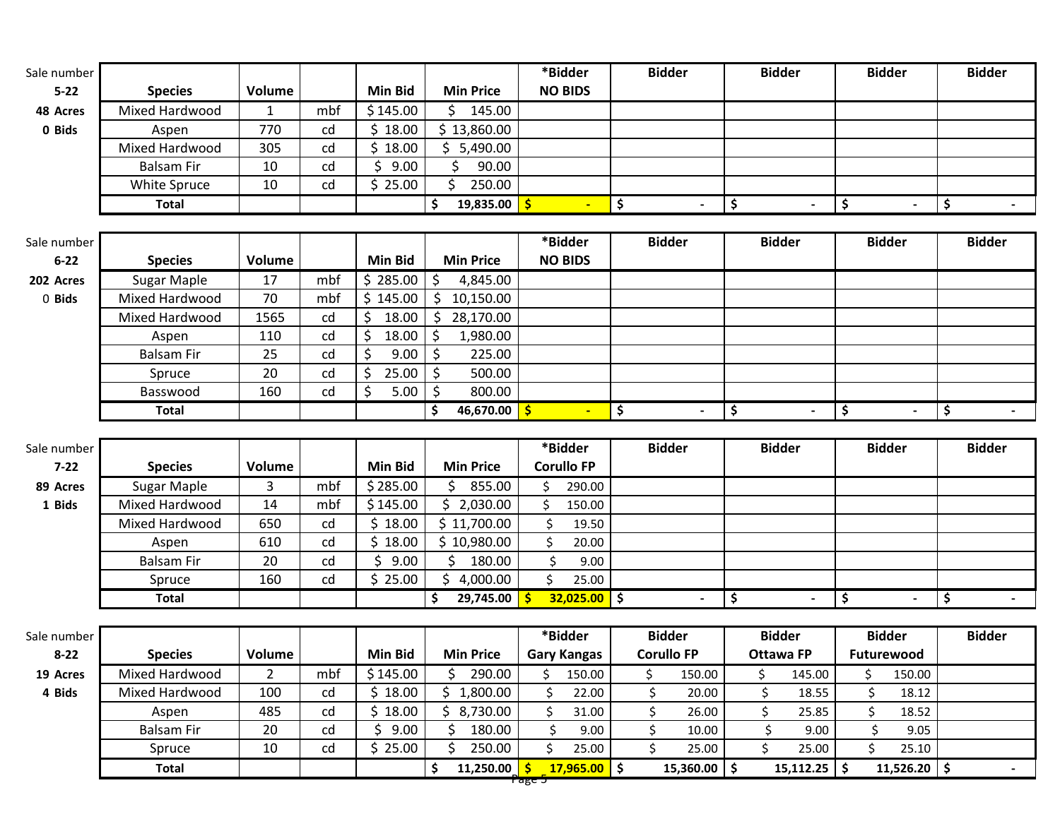| Sale number | Species | Volume | | Min Bid | Min Price | *Bidder | Bidder | Bidder | Bidder | Bidder |
|---|---|---|---|---|---|---|---|---|---|---|
| 5-22 | | | | | | NO BIDS | | | | |
| 48 Acres | Mixed Hardwood | 1 | mbf | $ 145.00 | $ 145.00 | | | | | |
| 0 Bids | Aspen | 770 | cd | $ 18.00 | $ 13,860.00 | | | | | |
| | Mixed Hardwood | 305 | cd | $ 18.00 | $ 5,490.00 | | | | | |
| | Balsam Fir | 10 | cd | $ 9.00 | $ 90.00 | | | | | |
| | White Spruce | 10 | cd | $ 25.00 | $ 250.00 | | | | | |
| | **Total** | | | | $ 19,835.00 | $ - | $ - | $ - | $ - | $ - |

| Sale number | Species | Volume | | Min Bid | Min Price | *Bidder | Bidder | Bidder | Bidder | Bidder |
|---|---|---|---|---|---|---|---|---|---|---|
| 6-22 | | | | | | NO BIDS | | | | |
| 202 Acres | Sugar Maple | 17 | mbf | $ 285.00 | $ 4,845.00 | | | | | |
| 0 Bids | Mixed Hardwood | 70 | mbf | $ 145.00 | $ 10,150.00 | | | | | |
| | Mixed Hardwood | 1565 | cd | $ 18.00 | $ 28,170.00 | | | | | |
| | Aspen | 110 | cd | $ 18.00 | $ 1,980.00 | | | | | |
| | Balsam Fir | 25 | cd | $ 9.00 | $ 225.00 | | | | | |
| | Spruce | 20 | cd | $ 25.00 | $ 500.00 | | | | | |
| | Basswood | 160 | cd | $ 5.00 | $ 800.00 | | | | | |
| | **Total** | | | | $ 46,670.00 | $ - | $ - | $ - | $ - | $ - |

| Sale number | Species | Volume | | Min Bid | Min Price | *Bidder | Bidder | Bidder | Bidder | Bidder |
|---|---|---|---|---|---|---|---|---|---|---|
| 7-22 | | | | | | Corullo FP | | | | |
| 89 Acres | Sugar Maple | 3 | mbf | $ 285.00 | $ 855.00 | $ 290.00 | | | | |
| 1 Bids | Mixed Hardwood | 14 | mbf | $ 145.00 | $ 2,030.00 | $ 150.00 | | | | |
| | Mixed Hardwood | 650 | cd | $ 18.00 | $ 11,700.00 | $ 19.50 | | | | |
| | Aspen | 610 | cd | $ 18.00 | $ 10,980.00 | $ 20.00 | | | | |
| | Balsam Fir | 20 | cd | $ 9.00 | $ 180.00 | $ 9.00 | | | | |
| | Spruce | 160 | cd | $ 25.00 | $ 4,000.00 | $ 25.00 | | | | |
| | **Total** | | | | $ 29,745.00 | $ 32,025.00 | $ - | $ - | $ - | $ - |

| Sale number | Species | Volume | | Min Bid | Min Price | *Bidder | Bidder | Bidder | Bidder | Bidder |
|---|---|---|---|---|---|---|---|---|---|---|
| 8-22 | | | | | | Gary Kangas | Corullo FP | Ottawa FP | Futurewood | |
| 19 Acres | Mixed Hardwood | 2 | mbf | $ 145.00 | $ 290.00 | $ 150.00 | $ 150.00 | $ 145.00 | $ 150.00 | |
| 4 Bids | Mixed Hardwood | 100 | cd | $ 18.00 | $ 1,800.00 | $ 22.00 | $ 20.00 | $ 18.55 | $ 18.12 | |
| | Aspen | 485 | cd | $ 18.00 | $ 8,730.00 | $ 31.00 | $ 26.00 | $ 25.85 | $ 18.52 | |
| | Balsam Fir | 20 | cd | $ 9.00 | $ 180.00 | $ 9.00 | $ 10.00 | $ 9.00 | $ 9.05 | |
| | Spruce | 10 | cd | $ 25.00 | $ 250.00 | $ 25.00 | $ 25.00 | $ 25.00 | $ 25.10 | |
| | **Total** | | | | $ 11,250.00 | $ 17,965.00 | $ 15,360.00 | $ 15,112.25 | $ 11,526.20 | $ - |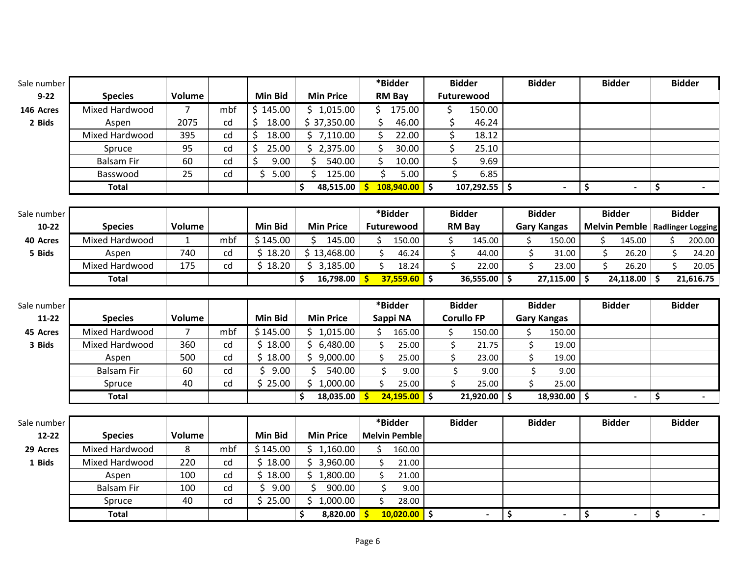| Sale number 9-22 | Species | Volume | | Min Bid | Min Price | *Bidder RM Bay | Bidder Futurewood | Bidder | Bidder | Bidder |
|---|---|---|---|---|---|---|---|---|---|---|
| **146 Acres** | Mixed Hardwood | 7 | mbf | $ 145.00 | $ 1,015.00 | $ 175.00 | $ 150.00 | | | |
| **2 Bids** | Aspen | 2075 | cd | $ 18.00 | $ 37,350.00 | $ 46.00 | $ 46.24 | | | |
| | Mixed Hardwood | 395 | cd | $ 18.00 | $ 7,110.00 | $ 22.00 | $ 18.12 | | | |
| | Spruce | 95 | cd | $ 25.00 | $ 2,375.00 | $ 30.00 | $ 25.10 | | | |
| | Balsam Fir | 60 | cd | $ 9.00 | $ 540.00 | $ 10.00 | $ 9.69 | | | |
| | Basswood | 25 | cd | $ 5.00 | $ 125.00 | $ 5.00 | $ 6.85 | | | |
| | **Total** | | | | **$ 48,515.00** | **$ 108,940.00** | **$ 107,292.55** | **$ -** | **$ -** | **$ -** |

| Sale number 10-22 | Species | Volume | | Min Bid | Min Price | *Bidder Futurewood | Bidder RM Bay | Bidder Gary Kangas | Bidder Melvin Pemble | Bidder Radlinger Logging |
|---|---|---|---|---|---|---|---|---|---|---|
| **40 Acres** | Mixed Hardwood | 1 | mbf | $ 145.00 | $ 145.00 | $ 150.00 | $ 145.00 | $ 150.00 | $ 145.00 | $ 200.00 |
| **5 Bids** | Aspen | 740 | cd | $ 18.20 | $ 13,468.00 | $ 46.24 | $ 44.00 | $ 31.00 | $ 26.20 | $ 24.20 |
| | Mixed Hardwood | 175 | cd | $ 18.20 | $ 3,185.00 | $ 18.24 | $ 22.00 | $ 23.00 | $ 26.20 | $ 20.05 |
| | **Total** | | | | **$ 16,798.00** | **$ 37,559.60** | **$ 36,555.00** | **$ 27,115.00** | **$ 24,118.00** | **$ 21,616.75** |

| Sale number 11-22 | Species | Volume | | Min Bid | Min Price | *Bidder Sappi NA | Bidder Corullo FP | Bidder Gary Kangas | Bidder | Bidder |
|---|---|---|---|---|---|---|---|---|---|---|
| **45 Acres** | Mixed Hardwood | 7 | mbf | $ 145.00 | $ 1,015.00 | $ 165.00 | $ 150.00 | $ 150.00 | | |
| **3 Bids** | Mixed Hardwood | 360 | cd | $ 18.00 | $ 6,480.00 | $ 25.00 | $ 21.75 | $ 19.00 | | |
| | Aspen | 500 | cd | $ 18.00 | $ 9,000.00 | $ 25.00 | $ 23.00 | $ 19.00 | | |
| | Balsam Fir | 60 | cd | $ 9.00 | $ 540.00 | $ 9.00 | $ 9.00 | $ 9.00 | | |
| | Spruce | 40 | cd | $ 25.00 | $ 1,000.00 | $ 25.00 | $ 25.00 | $ 25.00 | | |
| | **Total** | | | | **$ 18,035.00** | **$ 24,195.00** | **$ 21,920.00** | **$ 18,930.00** | **$ -** | **$ -** |

| Sale number 12-22 | Species | Volume | | Min Bid | Min Price | *Bidder Melvin Pemble | Bidder | Bidder | Bidder | Bidder |
|---|---|---|---|---|---|---|---|---|---|---|
| **29 Acres** | Mixed Hardwood | 8 | mbf | $ 145.00 | $ 1,160.00 | $ 160.00 | | | | |
| **1 Bids** | Mixed Hardwood | 220 | cd | $ 18.00 | $ 3,960.00 | $ 21.00 | | | | |
| | Aspen | 100 | cd | $ 18.00 | $ 1,800.00 | $ 21.00 | | | | |
| | Balsam Fir | 100 | cd | $ 9.00 | $ 900.00 | $ 9.00 | | | | |
| | Spruce | 40 | cd | $ 25.00 | $ 1,000.00 | $ 28.00 | | | | |
| | **Total** | | | | **$ 8,820.00** | **$ 10,020.00** | **$ -** | **$ -** | **$ -** | **$ -** |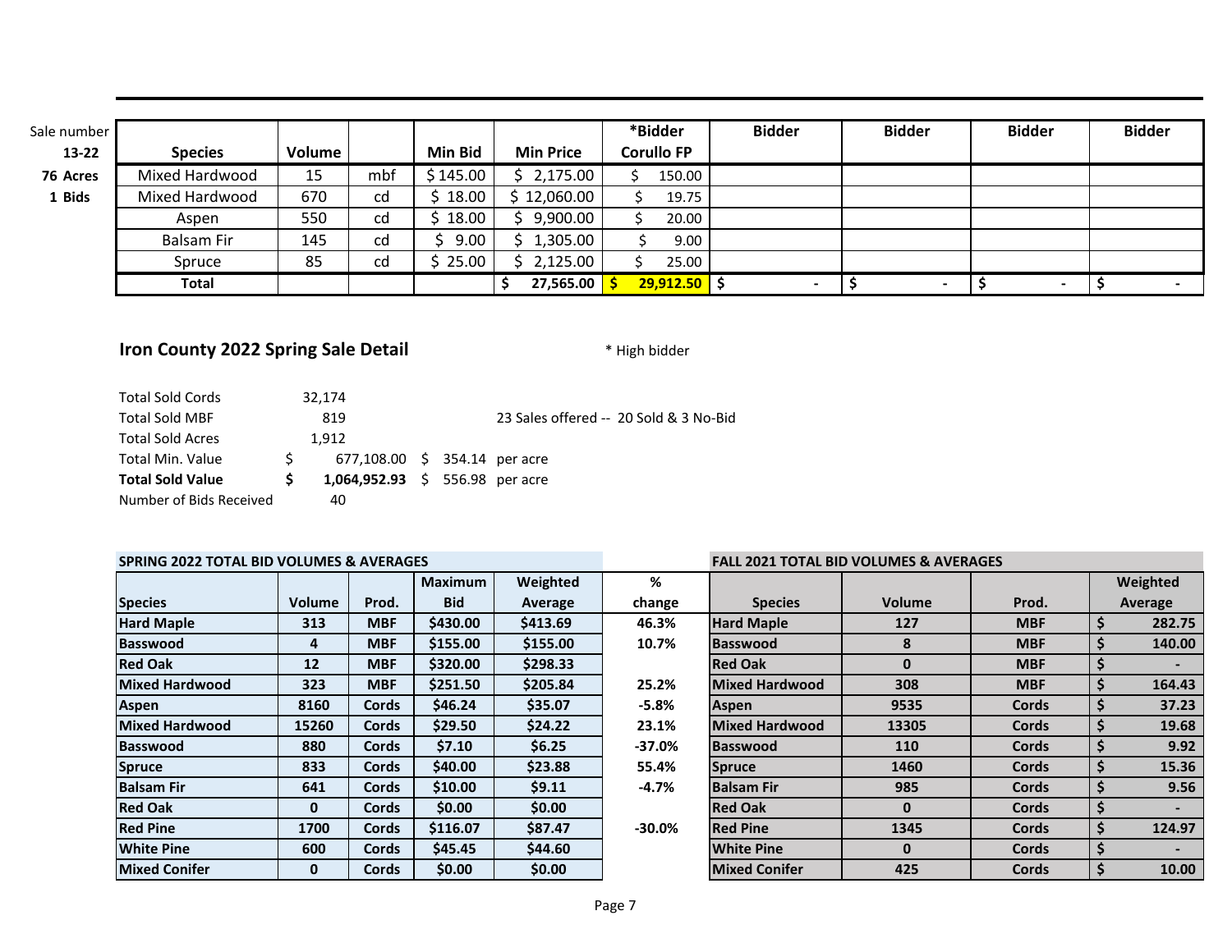| Sale number | Species | Volume | | Min Bid | Min Price | *Bidder Corullo FP | Bidder | Bidder | Bidder | Bidder |
|---|---|---|---|---|---|---|---|---|---|---|
| 13-22 | Mixed Hardwood | 15 | mbf | $ 145.00 | $ 2,175.00 | $ 150.00 | | | | |
| 76 Acres | Mixed Hardwood | 670 | cd | $ 18.00 | $ 12,060.00 | $ 19.75 | | | | |
| 1 Bids | Aspen | 550 | cd | $ 18.00 | $ 9,900.00 | $ 20.00 | | | | |
| | Balsam Fir | 145 | cd | $ 9.00 | $ 1,305.00 | $ 9.00 | | | | |
| | Spruce | 85 | cd | $ 25.00 | $ 2,125.00 | $ 25.00 | | | | |
| | **Total** | | | | **$ 27,565.00** | **$ 29,912.50** | $ - | $ - | $ - | $ - |

## Iron County 2022 Spring Sale Detail

\* High bidder

| | | | |
|---|---|---|---|
| Total Sold Cords | 32,174 | | |
| Total Sold MBF | 819 | | 23 Sales offered -- 20 Sold & 3 No-Bid |
| Total Sold Acres | 1,912 | | |
| Total Min. Value | $ 677,108.00 | $ 354.14 per acre | |
| **Total Sold Value** | **$ 1,064,952.93** | $ 556.98 per acre | |
| Number of Bids Received | 40 | | |

| SPRING 2022 TOTAL BID VOLUMES & AVERAGES | | | | | | FALL 2021 TOTAL BID VOLUMES & AVERAGES | | | |
|---|---|---|---|---|---|---|---|---|---|
| **Species** | **Volume** | **Prod.** | **Maximum Bid** | **Weighted Average** | **% change** | **Species** | **Volume** | **Prod.** | **Weighted Average** |
| **Hard Maple** | **313** | **MBF** | **$430.00** | **$413.69** | **46.3%** | **Hard Maple** | **127** | **MBF** | **$ 282.75** |
| **Basswood** | **4** | **MBF** | **$155.00** | **$155.00** | **10.7%** | **Basswood** | **8** | **MBF** | **$ 140.00** |
| **Red Oak** | **12** | **MBF** | **$320.00** | **$298.33** | | **Red Oak** | **0** | **MBF** | **$ -** |
| **Mixed Hardwood** | **323** | **MBF** | **$251.50** | **$205.84** | **25.2%** | **Mixed Hardwood** | **308** | **MBF** | **$ 164.43** |
| **Aspen** | **8160** | **Cords** | **$46.24** | **$35.07** | **-5.8%** | **Aspen** | **9535** | **Cords** | **$ 37.23** |
| **Mixed Hardwood** | **15260** | **Cords** | **$29.50** | **$24.22** | **23.1%** | **Mixed Hardwood** | **13305** | **Cords** | **$ 19.68** |
| **Basswood** | **880** | **Cords** | **$7.10** | **$6.25** | **-37.0%** | **Basswood** | **110** | **Cords** | **$ 9.92** |
| **Spruce** | **833** | **Cords** | **$40.00** | **$23.88** | **55.4%** | **Spruce** | **1460** | **Cords** | **$ 15.36** |
| **Balsam Fir** | **641** | **Cords** | **$10.00** | **$9.11** | **-4.7%** | **Balsam Fir** | **985** | **Cords** | **$ 9.56** |
| **Red Oak** | **0** | **Cords** | **$0.00** | **$0.00** | | **Red Oak** | **0** | **Cords** | **$ -** |
| **Red Pine** | **1700** | **Cords** | **$116.07** | **$87.47** | **-30.0%** | **Red Pine** | **1345** | **Cords** | **$ 124.97** |
| **White Pine** | **600** | **Cords** | **$45.45** | **$44.60** | | **White Pine** | **0** | **Cords** | **$ -** |
| **Mixed Conifer** | **0** | **Cords** | **$0.00** | **$0.00** | | **Mixed Conifer** | **425** | **Cords** | **$ 10.00** |